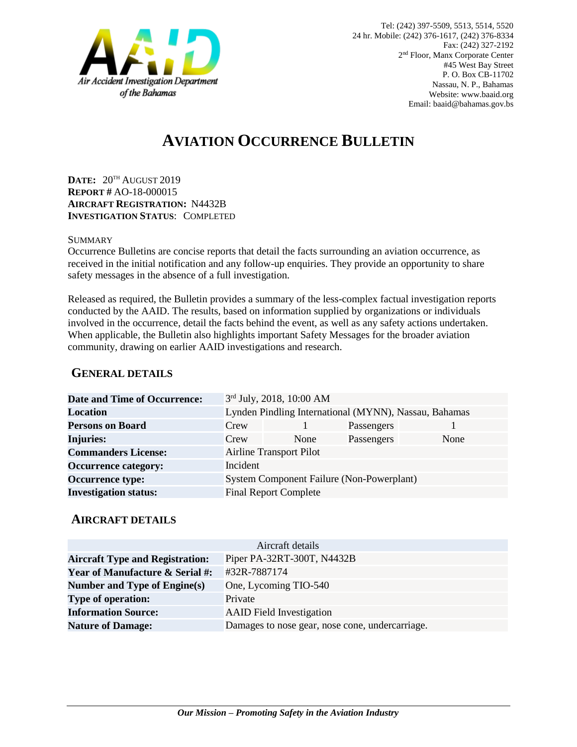Air Accident Investigation Department of the Bahamas

Tel: (242) 397-5509, 5513, 5514, 5520
24 hr. Mobile: (242) 376-1617, (242) 376-8334
Fax: (242) 327-2192
2nd Floor, Manx Corporate Center
#45 West Bay Street
P. O. Box CB-11702
Nassau, N. P., Bahamas
Website: www.baaid.org
Email: baaid@bahamas.gov.bs

# AVIATION OCCURRENCE BULLETIN

**DATE:** 20TH AUGUST 2019
**REPORT #** AO-18-000015
**AIRCRAFT REGISTRATION:** N4432B
**INVESTIGATION STATUS**: COMPLETED

SUMMARY

Occurrence Bulletins are concise reports that detail the facts surrounding an aviation occurrence, as received in the initial notification and any follow-up enquiries. They provide an opportunity to share safety messages in the absence of a full investigation.

Released as required, the Bulletin provides a summary of the less-complex factual investigation reports conducted by the AAID. The results, based on information supplied by organizations or individuals involved in the occurrence, detail the facts behind the event, as well as any safety actions undertaken. When applicable, the Bulletin also highlights important Safety Messages for the broader aviation community, drawing on earlier AAID investigations and research.

## GENERAL DETAILS

| | | | | |
|---|---|---|---|---|
| **Date and Time of Occurrence:** | 3rd July, 2018, 10:00 AM | | | |
| **Location** | Lynden Pindling International (MYNN), Nassau, Bahamas | | | |
| **Persons on Board** | Crew | 1 | Passengers | 1 |
| **Injuries:** | Crew | None | Passengers | None |
| **Commanders License:** | Airline Transport Pilot | | | |
| **Occurrence category:** | Incident | | | |
| **Occurrence type:** | System Component Failure (Non-Powerplant) | | | |
| **Investigation status:** | Final Report Complete | | | |

## AIRCRAFT DETAILS

| Aircraft details | |
|---|---|
| **Aircraft Type and Registration:** | Piper PA-32RT-300T, N4432B |
| **Year of Manufacture & Serial #:** | #32R-7887174 |
| **Number and Type of Engine(s)** | One, Lycoming TIO-540 |
| **Type of operation:** | Private |
| **Information Source:** | AAID Field Investigation |
| **Nature of Damage:** | Damages to nose gear, nose cone, undercarriage. |

***Our Mission – Promoting Safety in the Aviation Industry***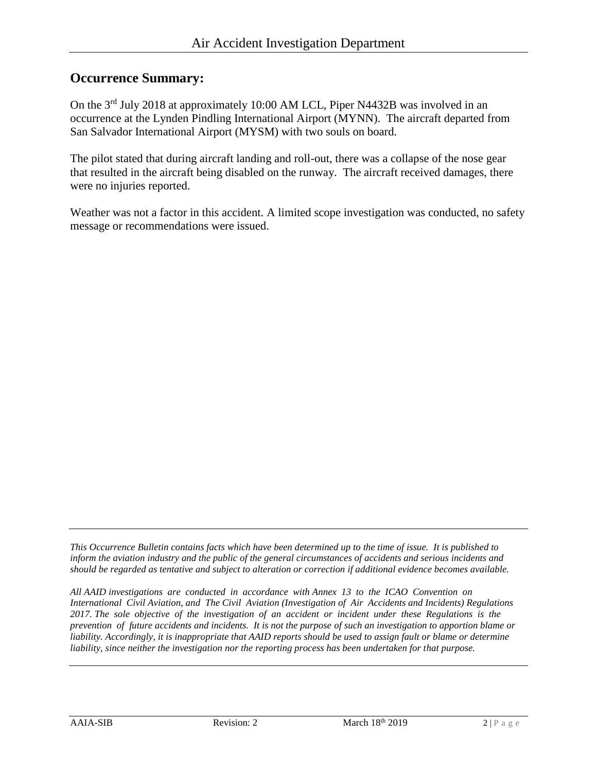## Occurrence Summary:

On the 3rd July 2018 at approximately 10:00 AM LCL, Piper N4432B was involved in an occurrence at the Lynden Pindling International Airport (MYNN). The aircraft departed from San Salvador International Airport (MYSM) with two souls on board.

The pilot stated that during aircraft landing and roll-out, there was a collapse of the nose gear that resulted in the aircraft being disabled on the runway. The aircraft received damages, there were no injuries reported.

Weather was not a factor in this accident. A limited scope investigation was conducted, no safety message or recommendations were issued.

---

*This Occurrence Bulletin contains facts which have been determined up to the time of issue. It is published to inform the aviation industry and the public of the general circumstances of accidents and serious incidents and should be regarded as tentative and subject to alteration or correction if additional evidence becomes available.*

*All AAID investigations are conducted in accordance with Annex 13 to the ICAO Convention on International Civil Aviation, and The Civil Aviation (Investigation of Air Accidents and Incidents) Regulations 2017. The sole objective of the investigation of an accident or incident under these Regulations is the prevention of future accidents and incidents. It is not the purpose of such an investigation to apportion blame or liability. Accordingly, it is inappropriate that AAID reports should be used to assign fault or blame or determine liability, since neither the investigation nor the reporting process has been undertaken for that purpose.*

---